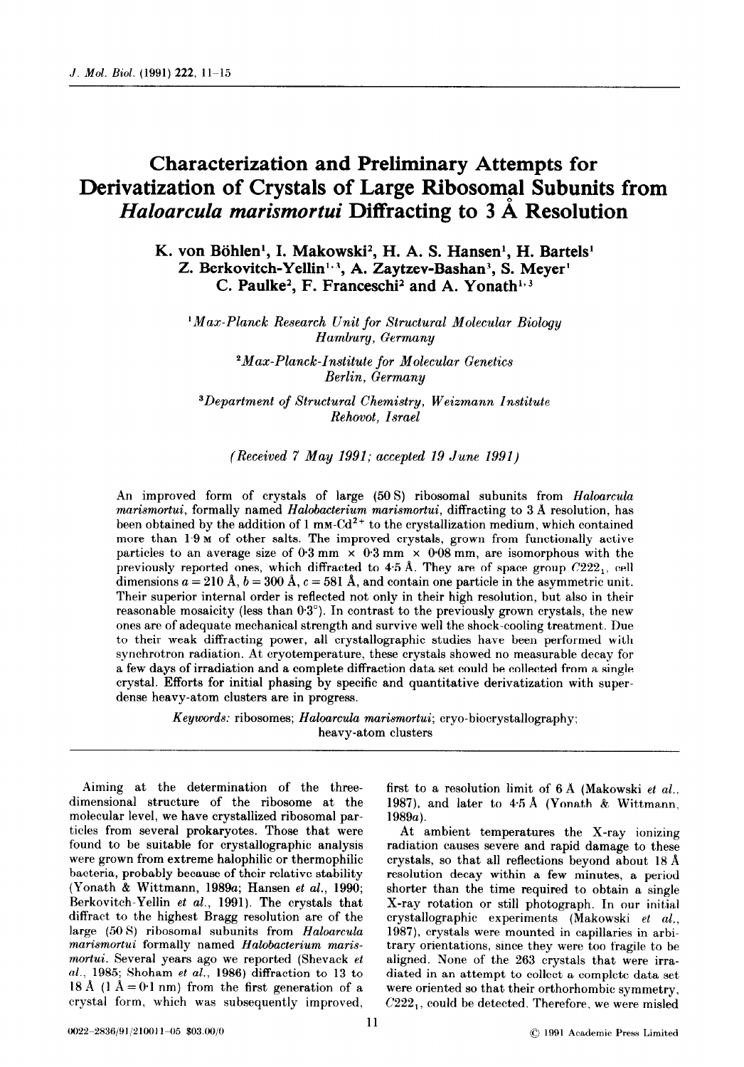# Characterization and Preliminary Attempts for Derivatization of Crystals of Large Ribosomal Subunits from *Haloarcula marismortui* Diffracting to 3 Å Resolution

**K. von Böhlen[1], I. Makowski[2], H. A. S. Hansen[1], H. Bartels[1] Z. Berkovitch-Yellin[1,3], A. Zaytzev-Bashan[3], S. Meyer[1] C. Paulke[2], F. Franceschi[2] and A. Yonath[1,3]**

[1] *Max-Planck Research Unit for Structural Molecular Biology Hamburg, Germany*

[2] *Max-Planck-Institute for Molecular Genetics Berlin, Germany*

[3] *Department of Structural Chemistry, Weizmann Institute Rehovot, Israel*

*(Received 7 May 1991; accepted 19 June 1991)*

An improved form of crystals of large (50 S) ribosomal subunits from *Haloarcula marismortui*, formally named *Halobacterium marismortui*, diffracting to 3 Å resolution, has been obtained by the addition of 1 mM-$Cd^{2+}$ to the crystallization medium, which contained more than 1·9 M of other salts. The improved crystals, grown from functionally active particles to an average size of 0·3 mm × 0·3 mm × 0·08 mm, are isomorphous with the previously reported ones, which diffracted to 4·5 Å. They are of space group $C222_1$, cell dimensions $a = 210$ Å, $b = 300$ Å, $c = 581$ Å, and contain one particle in the asymmetric unit. Their superior internal order is reflected not only in their high resolution, but also in their reasonable mosaicity (less than 0·3°). In contrast to the previously grown crystals, the new ones are of adequate mechanical strength and survive well the shock-cooling treatment. Due to their weak diffracting power, all crystallographic studies have been performed with synchrotron radiation. At cryotemperature, these crystals showed no measurable decay for a few days of irradiation and a complete diffraction data set could be collected from a single crystal. Efforts for initial phasing by specific and quantitative derivatization with super-dense heavy-atom clusters are in progress.

*Keywords:* ribosomes; *Haloarcula marismortui*; cryo-biocrystallography; heavy-atom clusters

Aiming at the determination of the three-dimensional structure of the ribosome at the molecular level, we have crystallized ribosomal particles from several prokaryotes. Those that were found to be suitable for crystallographic analysis were grown from extreme halophilic or thermophilic bacteria, probably because of their relative stability (Yonath & Wittmann, 1989*a*; Hansen *et al.*, 1990; Berkovitch-Yellin *et al.*, 1991). The crystals that diffract to the highest Bragg resolution are of the large (50 S) ribosomal subunits from *Haloarcula marismortui* formerly named *Halobacterium marismortui*. Several years ago we reported (Shevack *et al.*, 1985; Shoham *et al.*, 1986) diffraction to 13 to 18 Å (1 Å = 0·1 nm) from the first generation of a crystal form, which was subsequently improved, first to a resolution limit of 6 Å (Makowski *et al.*, 1987), and later to 4·5 Å (Yonath & Wittmann, 1989*a*).

At ambient temperatures the X-ray ionizing radiation causes severe and rapid damage to these crystals, so that all reflections beyond about 18 Å resolution decay within a few minutes, a period shorter than the time required to obtain a single X-ray rotation or still photograph. In our initial crystallographic experiments (Makowski *et al.*, 1987), crystals were mounted in capillaries in arbitrary orientations, since they were too fragile to be aligned. None of the 263 crystals that were irradiated in an attempt to collect a complete data set were oriented so that their orthorhombic symmetry, $C222_1$, could be detected. Therefore, we were misled

0022-2836/91/210011-05 $03.00/0 © 1991 Academic Press Limited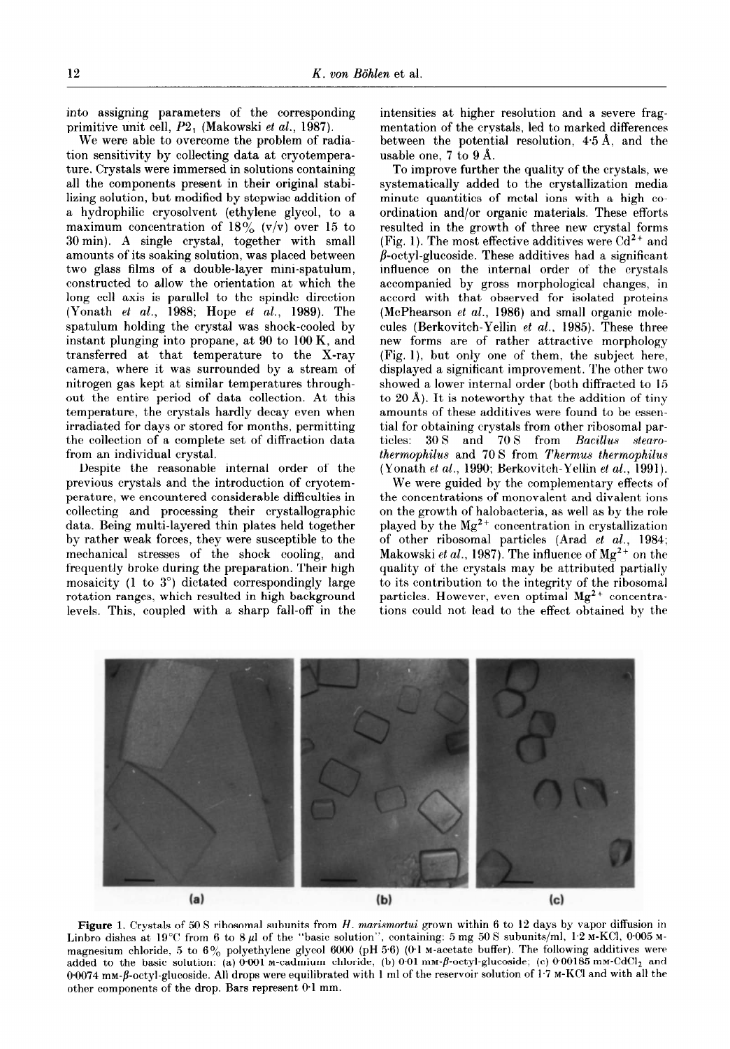into assigning parameters of the corresponding primitive unit cell, $P2_1$ (Makowski *et al.*, 1987).

We were able to overcome the problem of radiation sensitivity by collecting data at cryotemperature. Crystals were immersed in solutions containing all the components present in their original stabilizing solution, but modified by stepwise addition of a hydrophilic cryosolvent (ethylene glycol, to a maximum concentration of 18% (v/v) over 15 to 30 min). A single crystal, together with small amounts of its soaking solution, was placed between two glass films of a double-layer mini-spatulum, constructed to allow the orientation at which the long cell axis is parallel to the spindle direction (Yonath *et al.*, 1988; Hope *et al.*, 1989). The spatulum holding the crystal was shock-cooled by instant plunging into propane, at 90 to 100 K, and transferred at that temperature to the X-ray camera, where it was surrounded by a stream of nitrogen gas kept at similar temperatures throughout the entire period of data collection. At this temperature, the crystals hardly decay even when irradiated for days or stored for months, permitting the collection of a complete set of diffraction data from an individual crystal.

Despite the reasonable internal order of the previous crystals and the introduction of cryotemperature, we encountered considerable difficulties in collecting and processing their crystallographic data. Being multi-layered thin plates held together by rather weak forces, they were susceptible to the mechanical stresses of the shock cooling, and frequently broke during the preparation. Their high mosaicity (1 to 3°) dictated correspondingly large rotation ranges, which resulted in high background levels. This, coupled with a sharp fall-off in the intensities at higher resolution and a severe fragmentation of the crystals, led to marked differences between the potential resolution, 4·5 Å, and the usable one, 7 to 9 Å.

To improve further the quality of the crystals, we systematically added to the crystallization media minute quantities of metal ions with a high co-ordination and/or organic materials. These efforts resulted in the growth of three new crystal forms (Fig. 1). The most effective additives were $Cd^{2+}$ and $\beta$-octyl-glucoside. These additives had a significant influence on the internal order of the crystals accompanied by gross morphological changes, in accord with that observed for isolated proteins (McPhearson *et al.*, 1986) and small organic molecules (Berkovitch-Yellin *et al.*, 1985). These three new forms are of rather attractive morphology (Fig. 1), but only one of them, the subject here, displayed a significant improvement. The other two showed a lower internal order (both diffracted to 15 to 20 Å). It is noteworthy that the addition of tiny amounts of these additives were found to be essential for obtaining crystals from other ribosomal particles: 30 S and 70 S from *Bacillus stearothermophilus* and 70 S from *Thermus thermophilus* (Yonath *et al.*, 1990; Berkovitch-Yellin *et al.*, 1991).

We were guided by the complementary effects of the concentrations of monovalent and divalent ions on the growth of halobacteria, as well as by the role played by the $Mg^{2+}$ concentration in crystallization of other ribosomal particles (Arad *et al.*, 1984; Makowski *et al.*, 1987). The influence of $Mg^{2+}$ on the quality of the crystals may be attributed partially to its contribution to the integrity of the ribosomal particles. However, even optimal $Mg^{2+}$ concentrations could not lead to the effect obtained by the

**Figure 1.** Crystals of 50 S ribosomal subunits from *H. marismortui* grown within 6 to 12 days by vapor diffusion in Linbro dishes at 19°C from 6 to 8 μl of the "basic solution", containing: 5 mg 50 S subunits/ml, 1·2 M-KCl, 0·005 M-magnesium chloride, 5 to 6% polyethylene glycol 6000 (pH 5·6) (0·1 M-acetate buffer). The following additives were added to the basic solution: (a) 0·001 M-cadmium chloride, (b) 0·01 mM-$\beta$-octyl-glucoside, (c) 0·00185 mM-$CdCl_2$ and 0·0074 mM-$\beta$-octyl-glucoside. All drops were equilibrated with 1 ml of the reservoir solution of 1·7 M-KCl and with all the other components of the drop. Bars represent 0·1 mm.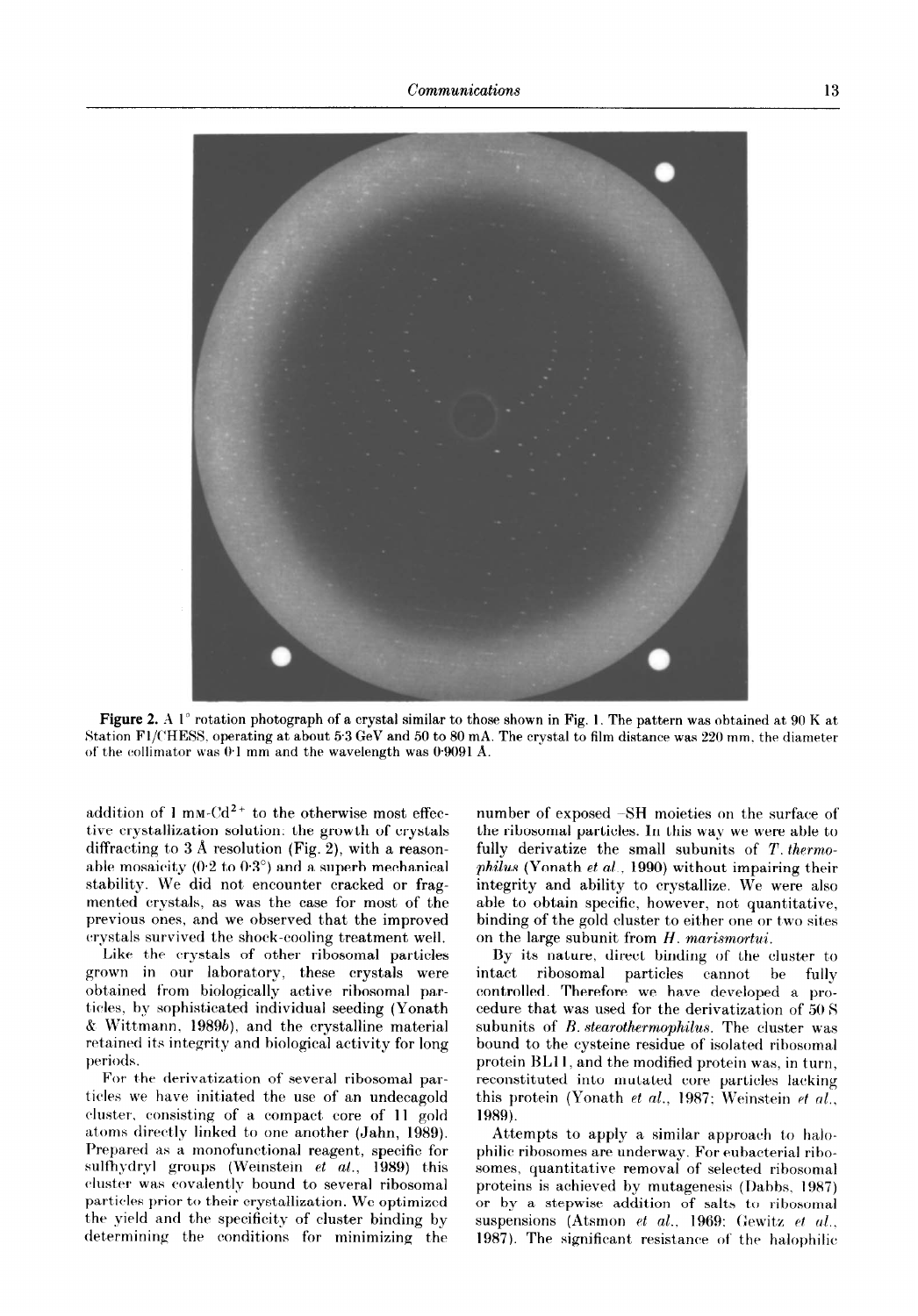**Figure 2.** A 1° rotation photograph of a crystal similar to those shown in Fig. 1. The pattern was obtained at 90 K at Station F1/CHESS, operating at about 5·3 GeV and 50 to 80 mA. The crystal to film distance was 220 mm, the diameter of the collimator was 0·1 mm and the wavelength was 0·9091 Å.

addition of 1 mM-$Cd^{2+}$ to the otherwise most effective crystallization solution: the growth of crystals diffracting to 3 Å resolution (Fig. 2), with a reasonable mosaicity (0·2 to 0·3°) and a superb mechanical stability. We did not encounter cracked or fragmented crystals, as was the case for most of the previous ones, and we observed that the improved crystals survived the shock-cooling treatment well.

Like the crystals of other ribosomal particles grown in our laboratory, these crystals were obtained from biologically active ribosomal particles, by sophisticated individual seeding (Yonath & Wittmann, 1989*b*), and the crystalline material retained its integrity and biological activity for long periods.

For the derivatization of several ribosomal particles we have initiated the use of an undecagold cluster, consisting of a compact core of 11 gold atoms directly linked to one another (Jahn, 1989). Prepared as a monofunctional reagent, specific for sulfhydryl groups (Weinstein *et al.*, 1989) this cluster was covalently bound to several ribosomal particles prior to their crystallization. We optimized the yield and the specificity of cluster binding by determining the conditions for minimizing the number of exposed –SH moieties on the surface of the ribosomal particles. In this way we were able to fully derivatize the small subunits of *T. thermophilus* (Yonath *et al.*, 1990) without impairing their integrity and ability to crystallize. We were also able to obtain specific, however, not quantitative, binding of the gold cluster to either one or two sites on the large subunit from *H. marismortui*.

By its nature, direct binding of the cluster to intact ribosomal particles cannot be fully controlled. Therefore we have developed a procedure that was used for the derivatization of 50 S subunits of *B. stearothermophilus*. The cluster was bound to the cysteine residue of isolated ribosomal protein BL11, and the modified protein was, in turn, reconstituted into mutated core particles lacking this protein (Yonath *et al.*, 1987; Weinstein *et al.*, 1989).

Attempts to apply a similar approach to halophilic ribosomes are underway. For eubacterial ribosomes, quantitative removal of selected ribosomal proteins is achieved by mutagenesis (Dabbs, 1987) or by a stepwise addition of salts to ribosomal suspensions (Atsmon *et al.*, 1969; Gewitz *et al.*, 1987). The significant resistance of the halophilic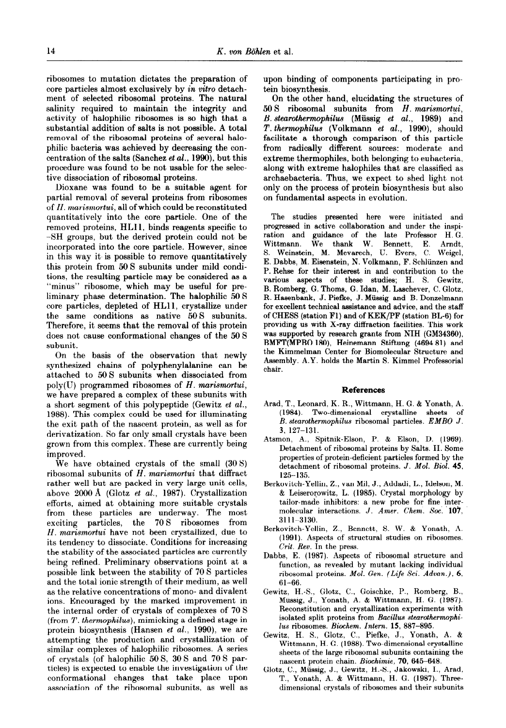ribosomes to mutation dictates the preparation of core particles almost exclusively by *in vitro* detachment of selected ribosomal proteins. The natural salinity required to maintain the integrity and activity of halophilic ribosomes is so high that a substantial addition of salts is not possible. A total removal of the ribosomal proteins of several halophilic bacteria was achieved by decreasing the concentration of the salts (Sanchez *et al.*, 1990), but this procedure was found to be not usable for the selective dissociation of ribosomal proteins.

Dioxane was found to be a suitable agent for partial removal of several proteins from ribosomes of *H. marismortui*, all of which could be reconstituted quantitatively into the core particle. One of the removed proteins, HL11, binds reagents specific to -SH groups, but the derived protein could not be incorporated into the core particle. However, since in this way it is possible to remove quantitatively this protein from 50 S subunits under mild conditions, the resulting particle may be considered as a "minus" ribosome, which may be useful for preliminary phase determination. The halophilic 50 S core particles, depleted of HL11, crystallize under the same conditions as native 50 S subunits. Therefore, it seems that the removal of this protein does not cause conformational changes of the 50 S subunit.

On the basis of the observation that newly synthesized chains of polyphenylalanine can be attached to 50 S subunits when dissociated from poly(U) programmed ribosomes of *H. marismortui*, we have prepared a complex of these subunits with a short segment of this polypeptide (Gewitz *et al.*, 1988). This complex could be used for illuminating the exit path of the nascent protein, as well as for derivatization. So far only small crystals have been grown from this complex. These are currently being improved.

We have obtained crystals of the small (30 S) ribosomal subunits of *H. marismortui* that diffract rather well but are packed in very large unit cells, above 2000 Å (Glotz *et al.*, 1987). Crystallization efforts, aimed at obtaining more suitable crystals from these particles are underway. The most exciting particles, the 70 S ribosomes from *H. marismortui* have not been crystallized, due to its tendency to dissociate. Conditions for increasing the stability of the associated particles are currently being refined. Preliminary observations point at a possible link between the stability of 70 S particles and the total ionic strength of their medium, as well as the relative concentrations of mono- and divalent ions. Encouraged by the marked improvement in the internal order of crystals of complexes of 70 S (from *T. thermophilus*), mimicking a defined stage in protein biosynthesis (Hansen *et al.*, 1990), we are attempting the production and crystallization of similar complexes of halophilic ribosomes. A series of crystals (of halophilic 50 S, 30 S and 70 S particles) is expected to enable the investigation of the conformational changes that take place upon association of the ribosomal subunits, as well as upon binding of components participating in protein biosynthesis.

On the other hand, elucidating the structures of 50 S ribosomal subunits from *H. marismortui*, *B. stearothermophilus* (Müssig *et al.*, 1989) and *T. thermophilus* (Volkmann *et al.*, 1990), should facilitate a thorough comparison of this particle from radically different sources: moderate and extreme thermophiles, both belonging to eubacteria, along with extreme halophiles that are classified as archaebacteria. Thus, we expect to shed light not only on the process of protein biosynthesis but also on fundamental aspects in evolution.

The studies presented here were initiated and progressed in active collaboration and under the inspiration and guidance of the late Professor H. G. Wittmann. We thank W. Bennett, E. Arndt, S. Weinstein, M. Mevarech, U. Evers, C. Weigel, E. Dabbs, M. Eisenstein, N. Volkmann, F. Schlünzen and P. Rehse for their interest in and contribution to the various aspects of these studies; H. S. Gewitz, B. Romberg, G. Thoms, G. Idan, M. Laschever, C. Glotz, R. Hasenbank, J. Piefke, J. Müssig and B. Donzelmann for excellent technical assistance and advice, and the staff of CHESS (station F1) and of KEK/PF (station BL-6) for providing us with X-ray diffraction facilities. This work was supported by research grants from NIH (GM34360), BMFT(MPBO 180), Heinemann Stiftung (4694 81) and the Kimmelman Center for Biomolecular Structure and Assembly. A.Y. holds the Martin S. Kimmel Professorial chair.

## References

Arad, T., Leonard, K. R., Wittmann, H. G. & Yonath, A. (1984). Two-dimensional crystalline sheets of *B. stearothermophilus* ribosomal particles. *EMBO J.* **3**, 127–131.

Atsmon, A., Spitnik-Elson, P. & Elson, D. (1969). Detachment of ribosomal proteins by Salts. II. Some properties of protein-deficient particles formed by the detachment of ribosomal proteins. *J. Mol. Biol.* **45**, 125–135.

Berkovitch-Yellin, Z., van Mil, J., Addadi, L., Idelson, M. & Leiserorowitz, L. (1985). Crystal morphology by tailor-made inhibitors: a new probe for fine intermolecular interactions. *J. Amer. Chem. Soc.* **107**, 3111–3130.

Berkovitch-Yellin, Z., Bennett, S. W. & Yonath, A. (1991). Aspects of structural studies on ribosomes. *Crit. Rev.* In the press.

Dabbs, E. (1987). Aspects of ribosomal structure and function, as revealed by mutant lacking individual ribosomal proteins. *Mol. Gen. (Life Sci. Advan.)*, **6**, 61–66.

Gewitz, H.-S., Glotz, C., Goischke, P., Romberg, B., Müssig, J., Yonath, A. & Wittmann, H. G. (1987). Reconstitution and crystallization experiments with isolated split proteins from *Bacillus stearothermophilus* ribosomes. *Biochem. Intern.* **15**, 887–895.

Gewitz, H. S., Glotz, C., Piefke, J., Yonath, A. & Wittmann, H. G. (1988). Two-dimensional crystalline sheets of the large ribosomal subunits containing the nascent protein chain. *Biochimie*, **70**, 645–648.

Glotz, C., Müssig, J., Gewitz, H.-S., Jakowski, I., Arad, T., Yonath, A. & Wittmann, H. G. (1987). Three-dimensional crystals of ribosomes and their subunits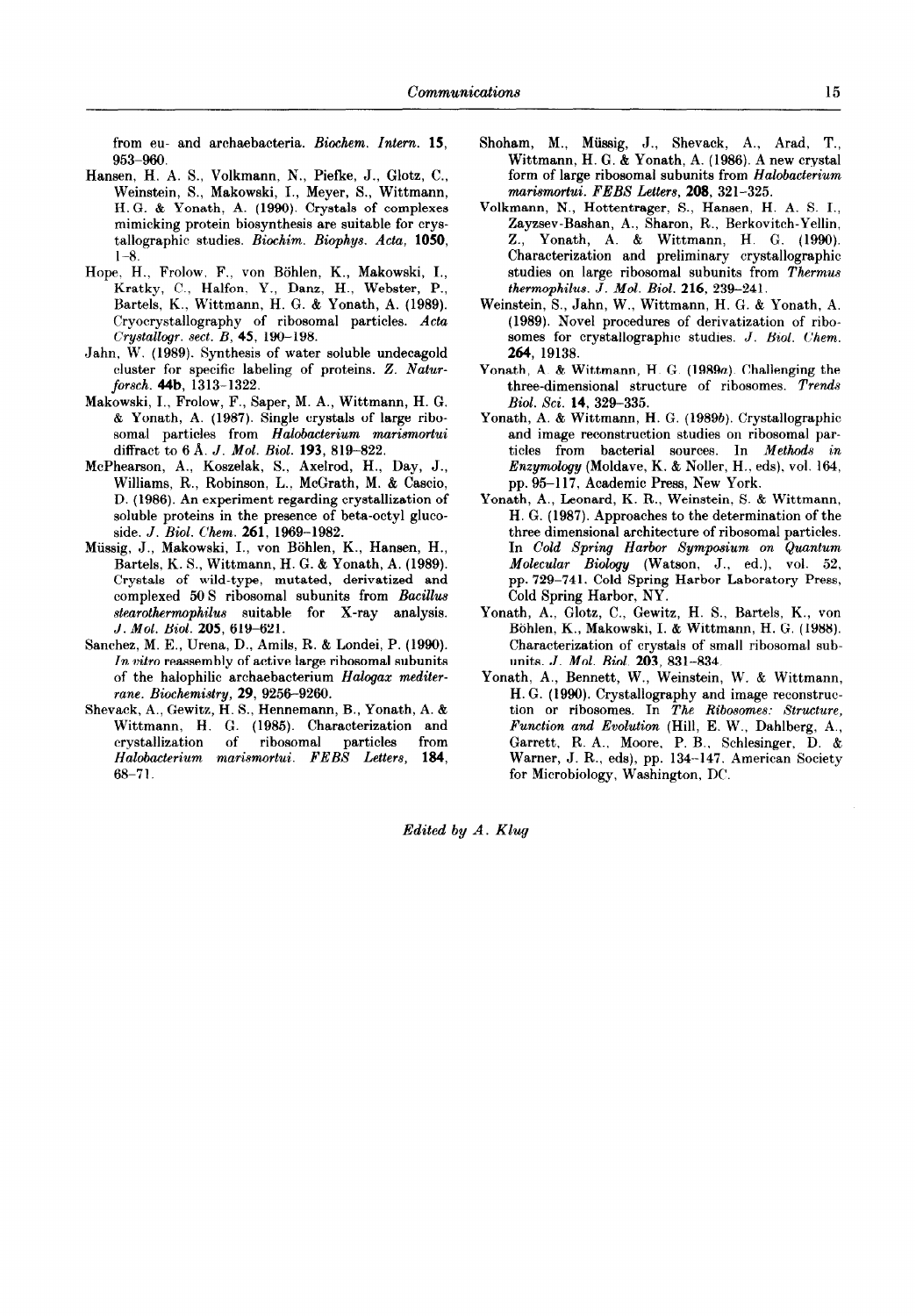from eu- and archaebacteria. *Biochem. Intern.* **15**, 953–960.

Hansen, H. A. S., Volkmann, N., Piefke, J., Glotz, C., Weinstein, S., Makowski, I., Meyer, S., Wittmann, H. G. & Yonath, A. (1990). Crystals of complexes mimicking protein biosynthesis are suitable for crystallographic studies. *Biochim. Biophys. Acta*, **1050**, 1–8.

Hope, H., Frolow, F., von Böhlen, K., Makowski, I., Kratky, C., Halfon, Y., Danz, H., Webster, P., Bartels, K., Wittmann, H. G. & Yonath, A. (1989). Cryocrystallography of ribosomal particles. *Acta Crystallogr. sect. B*, **45**, 190–198.

Jahn, W. (1989). Synthesis of water soluble undecagold cluster for specific labeling of proteins. *Z. Naturforsch.* **44b**, 1313–1322.

Makowski, I., Frolow, F., Saper, M. A., Wittmann, H. G. & Yonath, A. (1987). Single crystals of large ribosomal particles from *Halobacterium marismortui* diffract to 6 Å. *J. Mol. Biol.* **193**, 819–822.

McPhearson, A., Koszelak, S., Axelrod, H., Day, J., Williams, R., Robinson, L., McGrath, M. & Cascio, D. (1986). An experiment regarding crystallization of soluble proteins in the presence of beta-octyl glucoside. *J. Biol. Chem.* **261**, 1969–1982.

Müssig, J., Makowski, I., von Böhlen, K., Hansen, H., Bartels, K. S., Wittmann, H. G. & Yonath, A. (1989). Crystals of wild-type, mutated, derivatized and complexed 50 S ribosomal subunits from *Bacillus stearothermophilus* suitable for X-ray analysis. *J. Mol. Biol.* **205**, 619–621.

Sanchez, M. E., Urena, D., Amils, R. & Londei, P. (1990). *In vitro* reassembly of active large ribosomal subunits of the halophilic archaebacterium *Halogax mediterrane*. *Biochemistry*, **29**, 9256–9260.

Shevack, A., Gewitz, H. S., Hennemann, B., Yonath, A. & Wittmann, H. G. (1985). Characterization and crystallization of ribosomal particles from *Halobacterium marismortui*. *FEBS Letters*, **184**, 68–71.

Shoham, M., Müssig, J., Shevack, A., Arad, T., Wittmann, H. G. & Yonath, A. (1986). A new crystal form of large ribosomal subunits from *Halobacterium marismortui*. *FEBS Letters*, **208**, 321–325.

Volkmann, N., Hottentrager, S., Hansen, H. A. S. I., Zayzsev-Bashan, A., Sharon, R., Berkovitch-Yellin, Z., Yonath, A. & Wittmann, H. G. (1990). Characterization and preliminary crystallographic studies on large ribosomal subunits from *Thermus thermophilus*. *J. Mol. Biol.* **216**, 239–241.

Weinstein, S., Jahn, W., Wittmann, H. G. & Yonath, A. (1989). Novel procedures of derivatization of ribosomes for crystallographic studies. *J. Biol. Chem.* **264**, 19138.

Yonath, A. & Wittmann, H. G. (1989*a*). Challenging the three-dimensional structure of ribosomes. *Trends Biol. Sci.* **14**, 329–335.

Yonath, A. & Wittmann, H. G. (1989*b*). Crystallographic and image reconstruction studies on ribosomal particles from bacterial sources. In *Methods in Enzymology* (Moldave, K. & Noller, H., eds), vol. 164, pp. 95–117, Academic Press, New York.

Yonath, A., Leonard, K. R., Weinstein, S. & Wittmann, H. G. (1987). Approaches to the determination of the three dimensional architecture of ribosomal particles. In *Cold Spring Harbor Symposium on Quantum Molecular Biology* (Watson, J., ed.), vol. 52, pp. 729–741. Cold Spring Harbor Laboratory Press, Cold Spring Harbor, NY.

Yonath, A., Glotz, C., Gewitz, H. S., Bartels, K., von Böhlen, K., Makowski, I. & Wittmann, H. G. (1988). Characterization of crystals of small ribosomal subunits. *J. Mol. Biol.* **203**, 831–834.

Yonath, A., Bennett, W., Weinstein, W. & Wittmann, H. G. (1990). Crystallography and image reconstruction or ribosomes. In *The Ribosomes: Structure, Function and Evolution* (Hill, E. W., Dahlberg, A., Garrett, R. A., Moore, P. B., Schlesinger, D. & Warner, J. R., eds), pp. 134–147, American Society for Microbiology, Washington, DC.

*Edited by A. Klug*